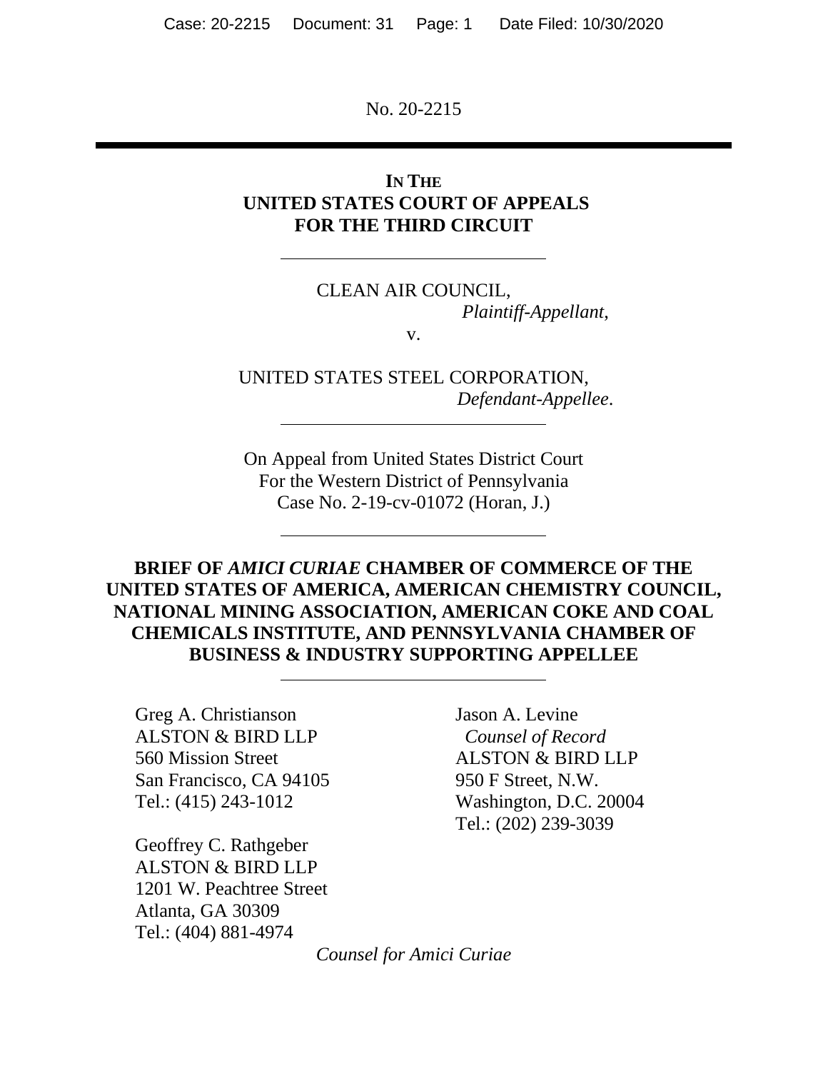No. 20-2215

**IN THE**
**UNITED STATES COURT OF APPEALS**
**FOR THE THIRD CIRCUIT**

---

CLEAN AIR COUNCIL,
*Plaintiff-Appellant*,

v.

UNITED STATES STEEL CORPORATION,
*Defendant-Appellee*.

---

On Appeal from United States District Court
For the Western District of Pennsylvania
Case No. 2-19-cv-01072 (Horan, J.)

---

**BRIEF OF *AMICI CURIAE* CHAMBER OF COMMERCE OF THE UNITED STATES OF AMERICA, AMERICAN CHEMISTRY COUNCIL, NATIONAL MINING ASSOCIATION, AMERICAN COKE AND COAL CHEMICALS INSTITUTE, AND PENNSYLVANIA CHAMBER OF BUSINESS & INDUSTRY SUPPORTING APPELLEE**

---

Greg A. Christianson
ALSTON & BIRD LLP
560 Mission Street
San Francisco, CA 94105
Tel.: (415) 243-1012

Geoffrey C. Rathgeber
ALSTON & BIRD LLP
1201 W. Peachtree Street
Atlanta, GA 30309
Tel.: (404) 881-4974

Jason A. Levine
*Counsel of Record*
ALSTON & BIRD LLP
950 F Street, N.W.
Washington, D.C. 20004
Tel.: (202) 239-3039

*Counsel for Amici Curiae*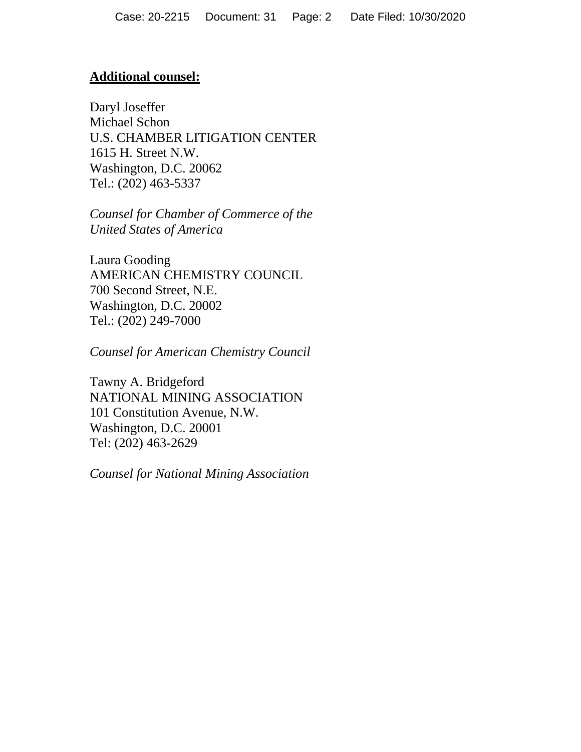**Additional counsel:**

Daryl Joseffer
Michael Schon
U.S. CHAMBER LITIGATION CENTER
1615 H. Street N.W.
Washington, D.C. 20062
Tel.: (202) 463-5337

*Counsel for Chamber of Commerce of the United States of America*

Laura Gooding
AMERICAN CHEMISTRY COUNCIL
700 Second Street, N.E.
Washington, D.C. 20002
Tel.: (202) 249-7000

*Counsel for American Chemistry Council*

Tawny A. Bridgeford
NATIONAL MINING ASSOCIATION
101 Constitution Avenue, N.W.
Washington, D.C. 20001
Tel: (202) 463-2629

*Counsel for National Mining Association*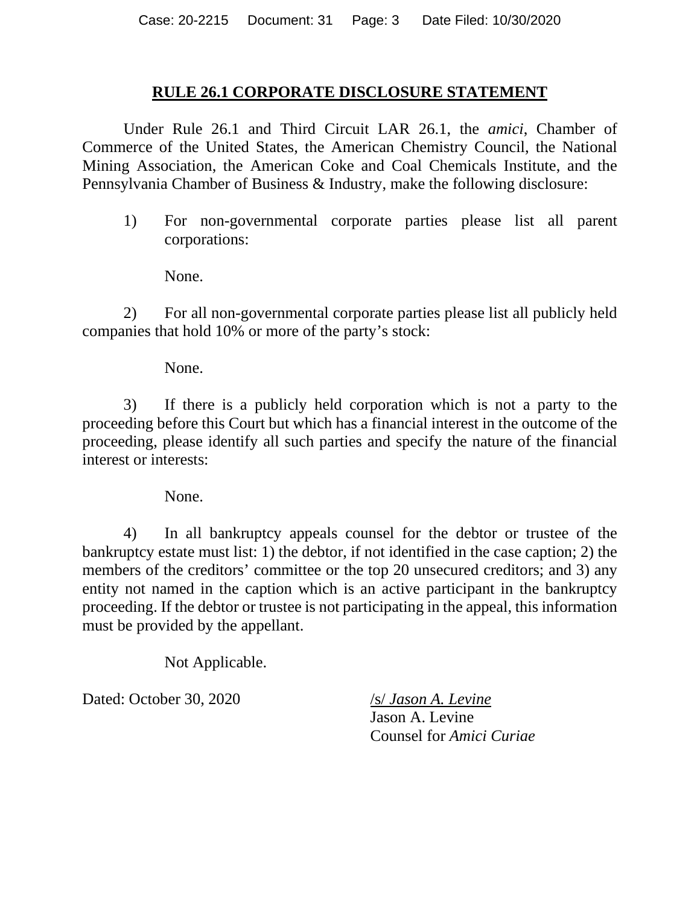## RULE 26.1 CORPORATE DISCLOSURE STATEMENT

Under Rule 26.1 and Third Circuit LAR 26.1, the *amici*, Chamber of Commerce of the United States, the American Chemistry Council, the National Mining Association, the American Coke and Coal Chemicals Institute, and the Pennsylvania Chamber of Business & Industry, make the following disclosure:

1) For non-governmental corporate parties please list all parent corporations:

None.

2) For all non-governmental corporate parties please list all publicly held companies that hold 10% or more of the party's stock:

None.

3) If there is a publicly held corporation which is not a party to the proceeding before this Court but which has a financial interest in the outcome of the proceeding, please identify all such parties and specify the nature of the financial interest or interests:

None.

4) In all bankruptcy appeals counsel for the debtor or trustee of the bankruptcy estate must list: 1) the debtor, if not identified in the case caption; 2) the members of the creditors' committee or the top 20 unsecured creditors; and 3) any entity not named in the caption which is an active participant in the bankruptcy proceeding. If the debtor or trustee is not participating in the appeal, this information must be provided by the appellant.

Not Applicable.

Dated: October 30, 2020

/s/ *Jason A. Levine*
Jason A. Levine
Counsel for *Amici Curiae*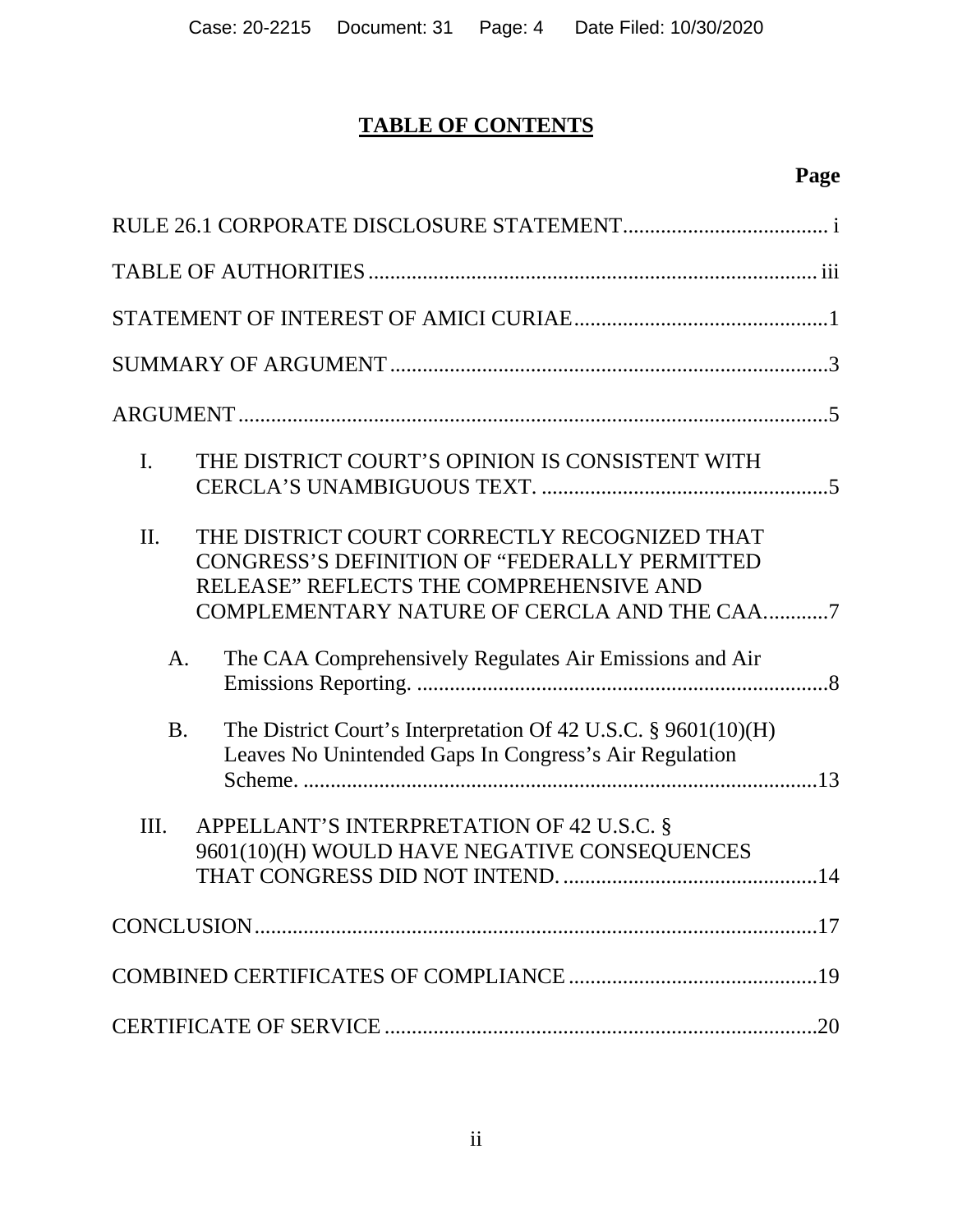# TABLE OF CONTENTS

| | Page |
|---|---|
| RULE 26.1 CORPORATE DISCLOSURE STATEMENT | i |
| TABLE OF AUTHORITIES | iii |
| STATEMENT OF INTEREST OF AMICI CURIAE | 1 |
| SUMMARY OF ARGUMENT | 3 |
| ARGUMENT | 5 |
| I. THE DISTRICT COURT'S OPINION IS CONSISTENT WITH CERCLA'S UNAMBIGUOUS TEXT. | 5 |
| II. THE DISTRICT COURT CORRECTLY RECOGNIZED THAT CONGRESS'S DEFINITION OF "FEDERALLY PERMITTED RELEASE" REFLECTS THE COMPREHENSIVE AND COMPLEMENTARY NATURE OF CERCLA AND THE CAA. | 7 |
| A. The CAA Comprehensively Regulates Air Emissions and Air Emissions Reporting. | 8 |
| B. The District Court's Interpretation Of 42 U.S.C. § 9601(10)(H) Leaves No Unintended Gaps In Congress's Air Regulation Scheme. | 13 |
| III. APPELLANT'S INTERPRETATION OF 42 U.S.C. § 9601(10)(H) WOULD HAVE NEGATIVE CONSEQUENCES THAT CONGRESS DID NOT INTEND. | 14 |
| CONCLUSION | 17 |
| COMBINED CERTIFICATES OF COMPLIANCE | 19 |
| CERTIFICATE OF SERVICE | 20 |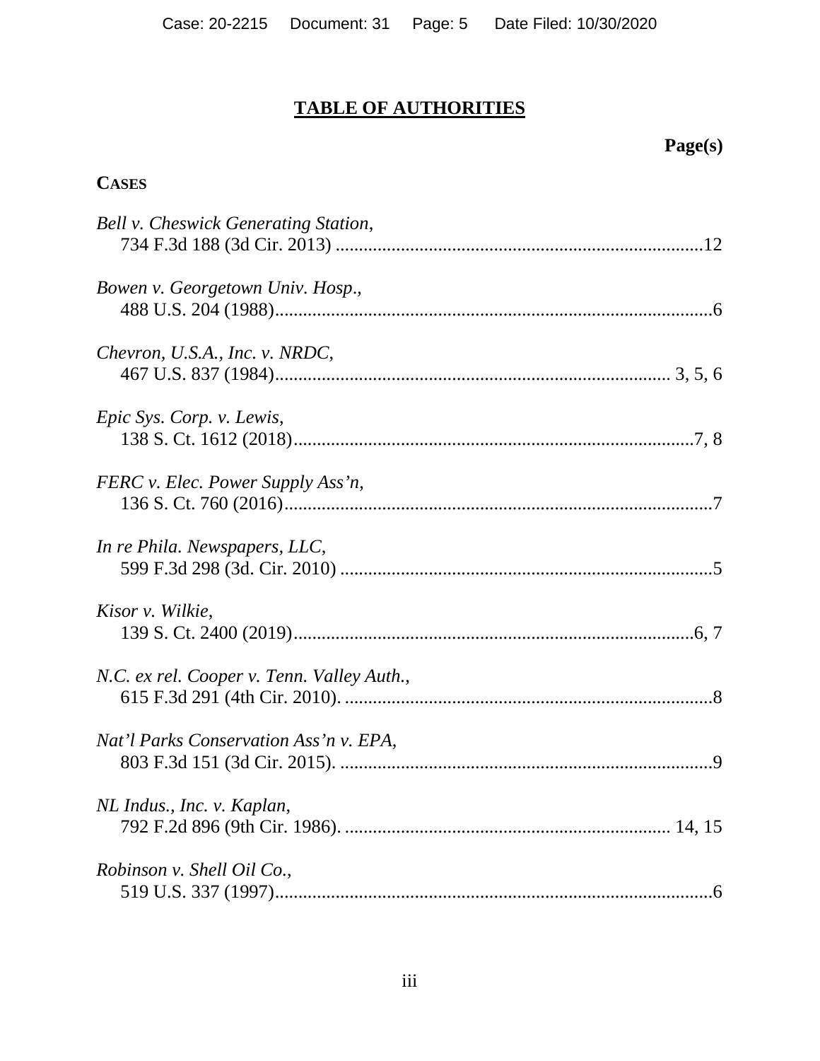## TABLE OF AUTHORITIES

**Page(s)**

**CASES**

*Bell v. Cheswick Generating Station*,
734 F.3d 188 (3d Cir. 2013) .......... 12

*Bowen v. Georgetown Univ. Hosp.*,
488 U.S. 204 (1988) .......... 6

*Chevron, U.S.A., Inc. v. NRDC*,
467 U.S. 837 (1984) .......... 3, 5, 6

*Epic Sys. Corp. v. Lewis*,
138 S. Ct. 1612 (2018) .......... 7, 8

*FERC v. Elec. Power Supply Ass'n*,
136 S. Ct. 760 (2016) .......... 7

*In re Phila. Newspapers, LLC*,
599 F.3d 298 (3d. Cir. 2010) .......... 5

*Kisor v. Wilkie*,
139 S. Ct. 2400 (2019) .......... 6, 7

*N.C. ex rel. Cooper v. Tenn. Valley Auth.*,
615 F.3d 291 (4th Cir. 2010). .......... 8

*Nat'l Parks Conservation Ass'n v. EPA*,
803 F.3d 151 (3d Cir. 2015). .......... 9

*NL Indus., Inc. v. Kaplan*,
792 F.2d 896 (9th Cir. 1986). .......... 14, 15

*Robinson v. Shell Oil Co.*,
519 U.S. 337 (1997) .......... 6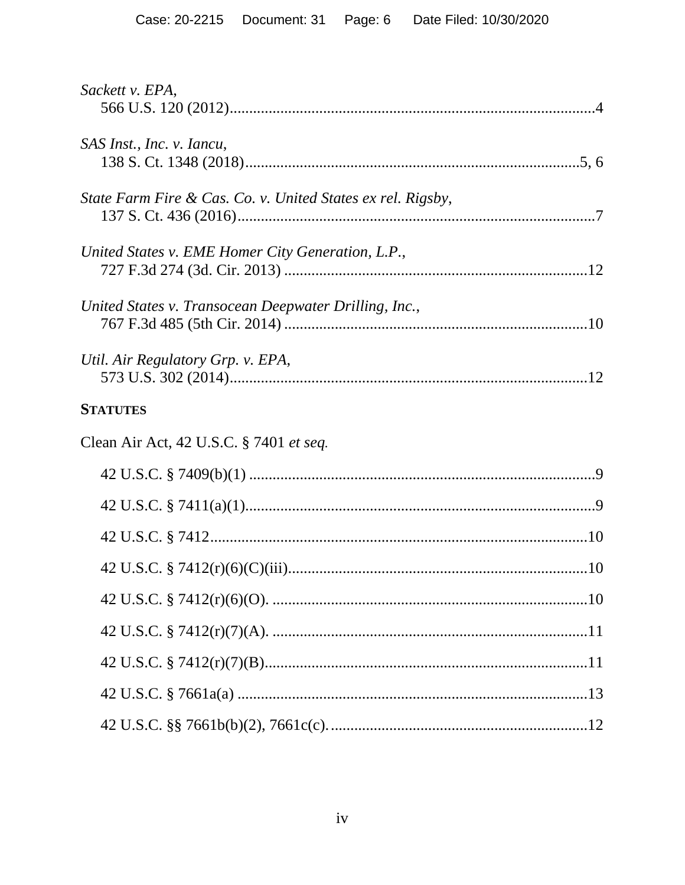*Sackett v. EPA*,
566 U.S. 120 (2012)....................................................................................4

*SAS Inst., Inc. v. Iancu*,
138 S. Ct. 1348 (2018)..........................................................................5, 6

*State Farm Fire & Cas. Co. v. United States ex rel. Rigsby*,
137 S. Ct. 436 (2016)..............................................................................7

*United States v. EME Homer City Generation, L.P.*,
727 F.3d 274 (3d. Cir. 2013) ..................................................................12

*United States v. Transocean Deepwater Drilling, Inc.*,
767 F.3d 485 (5th Cir. 2014) ..................................................................10

*Util. Air Regulatory Grp. v. EPA*,
573 U.S. 302 (2014)................................................................................12

**STATUTES**

Clean Air Act, 42 U.S.C. § 7401 *et seq.*

42 U.S.C. § 7409(b)(1) .............................................................................9

42 U.S.C. § 7411(a)(1)..............................................................................9

42 U.S.C. § 7412.....................................................................................10

42 U.S.C. § 7412(r)(6)(C)(iii)..................................................................10

42 U.S.C. § 7412(r)(6)(O). ......................................................................10

42 U.S.C. § 7412(r)(7)(A). ......................................................................11

42 U.S.C. § 7412(r)(7)(B)........................................................................11

42 U.S.C. § 7661a(a) ...............................................................................13

42 U.S.C. §§ 7661b(b)(2), 7661c(c). ........................................................12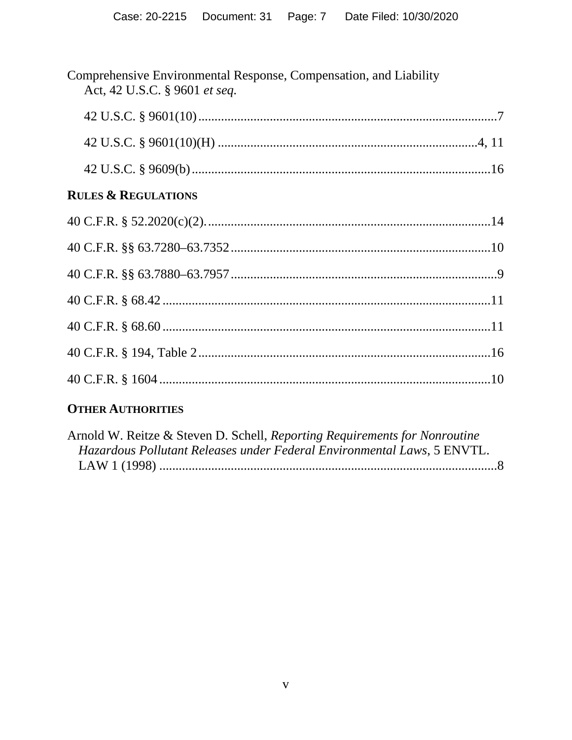Comprehensive Environmental Response, Compensation, and Liability Act, 42 U.S.C. § 9601 *et seq.*

42 U.S.C. § 9601(10) .......................................................................................... 7

42 U.S.C. § 9601(10)(H) ................................................................................ 4, 11

42 U.S.C. § 9609(b) .......................................................................................... 16

**RULES & REGULATIONS**

40 C.F.R. § 52.2020(c)(2). ..................................................................................... 14

40 C.F.R. §§ 63.7280–63.7352 ................................................................................ 10

40 C.F.R. §§ 63.7880–63.7957 .................................................................................. 9

40 C.F.R. § 68.42 .................................................................................................. 11

40 C.F.R. § 68.60 .................................................................................................. 11

40 C.F.R. § 194, Table 2 ........................................................................................ 16

40 C.F.R. § 1604 ................................................................................................... 10

**OTHER AUTHORITIES**

Arnold W. Reitze & Steven D. Schell, *Reporting Requirements for Nonroutine Hazardous Pollutant Releases under Federal Environmental Laws*, 5 ENVTL. LAW 1 (1998) ........................................................................................................ 8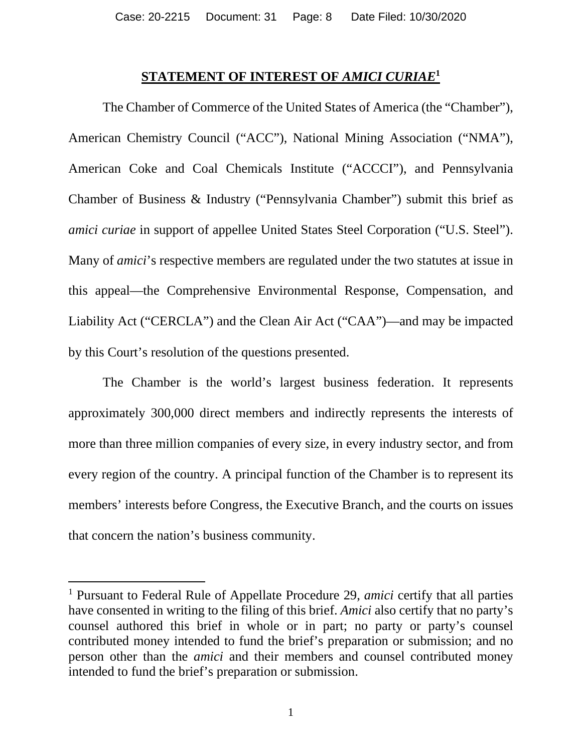## STATEMENT OF INTEREST OF *AMICI CURIAE*[1]

The Chamber of Commerce of the United States of America (the "Chamber"), American Chemistry Council ("ACC"), National Mining Association ("NMA"), American Coke and Coal Chemicals Institute ("ACCCI"), and Pennsylvania Chamber of Business & Industry ("Pennsylvania Chamber") submit this brief as *amici curiae* in support of appellee United States Steel Corporation ("U.S. Steel"). Many of *amici*'s respective members are regulated under the two statutes at issue in this appeal—the Comprehensive Environmental Response, Compensation, and Liability Act ("CERCLA") and the Clean Air Act ("CAA")—and may be impacted by this Court's resolution of the questions presented.

The Chamber is the world's largest business federation. It represents approximately 300,000 direct members and indirectly represents the interests of more than three million companies of every size, in every industry sector, and from every region of the country. A principal function of the Chamber is to represent its members' interests before Congress, the Executive Branch, and the courts on issues that concern the nation's business community.

---

[1] Pursuant to Federal Rule of Appellate Procedure 29, *amici* certify that all parties have consented in writing to the filing of this brief. *Amici* also certify that no party's counsel authored this brief in whole or in part; no party or party's counsel contributed money intended to fund the brief's preparation or submission; and no person other than the *amici* and their members and counsel contributed money intended to fund the brief's preparation or submission.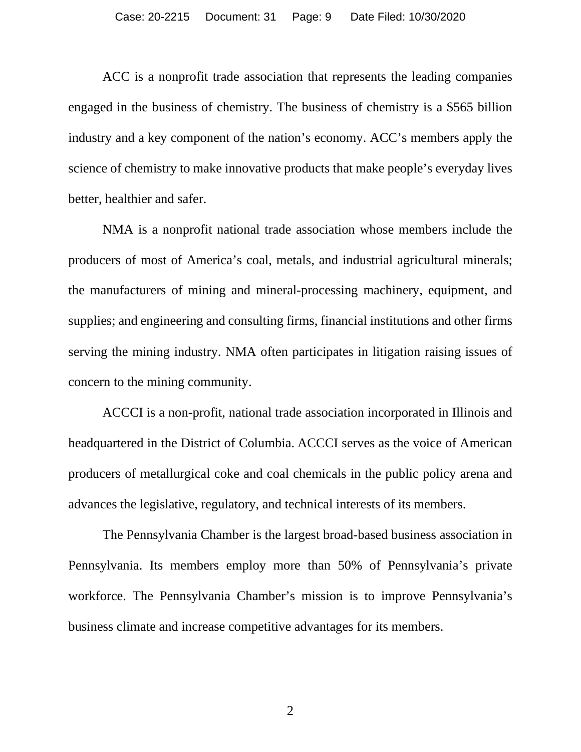ACC is a nonprofit trade association that represents the leading companies engaged in the business of chemistry. The business of chemistry is a $565 billion industry and a key component of the nation's economy. ACC's members apply the science of chemistry to make innovative products that make people's everyday lives better, healthier and safer.

NMA is a nonprofit national trade association whose members include the producers of most of America's coal, metals, and industrial agricultural minerals; the manufacturers of mining and mineral-processing machinery, equipment, and supplies; and engineering and consulting firms, financial institutions and other firms serving the mining industry. NMA often participates in litigation raising issues of concern to the mining community.

ACCCI is a non-profit, national trade association incorporated in Illinois and headquartered in the District of Columbia. ACCCI serves as the voice of American producers of metallurgical coke and coal chemicals in the public policy arena and advances the legislative, regulatory, and technical interests of its members.

The Pennsylvania Chamber is the largest broad-based business association in Pennsylvania. Its members employ more than 50% of Pennsylvania's private workforce. The Pennsylvania Chamber's mission is to improve Pennsylvania's business climate and increase competitive advantages for its members.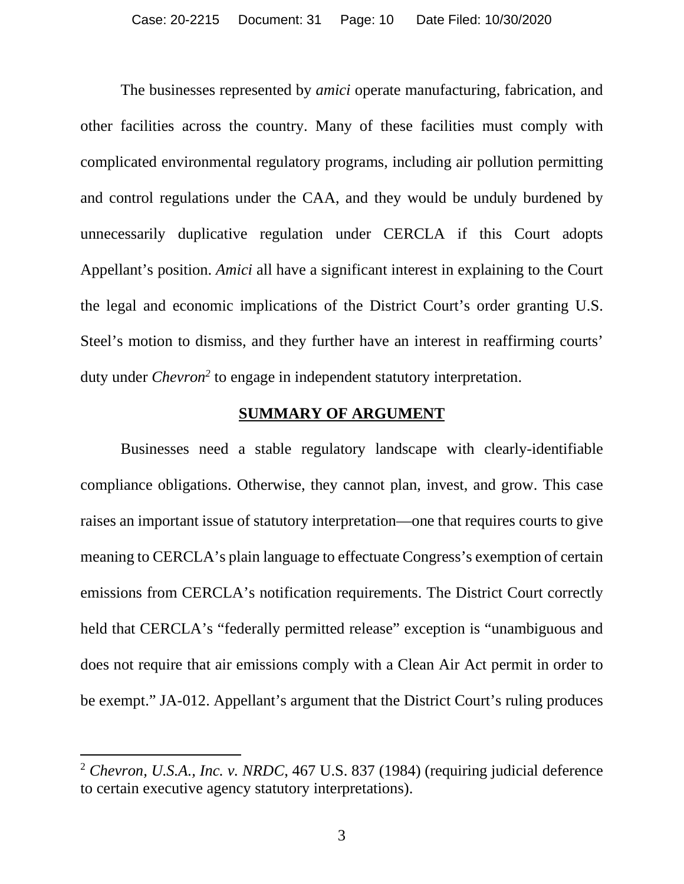The businesses represented by *amici* operate manufacturing, fabrication, and other facilities across the country. Many of these facilities must comply with complicated environmental regulatory programs, including air pollution permitting and control regulations under the CAA, and they would be unduly burdened by unnecessarily duplicative regulation under CERCLA if this Court adopts Appellant's position. *Amici* all have a significant interest in explaining to the Court the legal and economic implications of the District Court's order granting U.S. Steel's motion to dismiss, and they further have an interest in reaffirming courts' duty under *Chevron*[2] to engage in independent statutory interpretation.

## SUMMARY OF ARGUMENT

Businesses need a stable regulatory landscape with clearly-identifiable compliance obligations. Otherwise, they cannot plan, invest, and grow. This case raises an important issue of statutory interpretation—one that requires courts to give meaning to CERCLA's plain language to effectuate Congress's exemption of certain emissions from CERCLA's notification requirements. The District Court correctly held that CERCLA's "federally permitted release" exception is "unambiguous and does not require that air emissions comply with a Clean Air Act permit in order to be exempt." JA-012. Appellant's argument that the District Court's ruling produces

---

[2] *Chevron, U.S.A., Inc. v. NRDC*, 467 U.S. 837 (1984) (requiring judicial deference to certain executive agency statutory interpretations).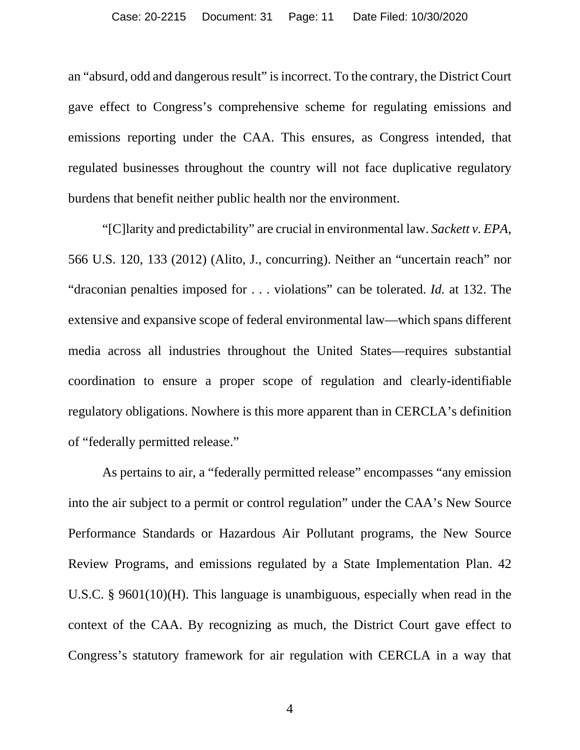an "absurd, odd and dangerous result" is incorrect. To the contrary, the District Court gave effect to Congress's comprehensive scheme for regulating emissions and emissions reporting under the CAA. This ensures, as Congress intended, that regulated businesses throughout the country will not face duplicative regulatory burdens that benefit neither public health nor the environment.

"[C]larity and predictability" are crucial in environmental law. *Sackett v. EPA*, 566 U.S. 120, 133 (2012) (Alito, J., concurring). Neither an "uncertain reach" nor "draconian penalties imposed for . . . violations" can be tolerated. *Id.* at 132. The extensive and expansive scope of federal environmental law—which spans different media across all industries throughout the United States—requires substantial coordination to ensure a proper scope of regulation and clearly-identifiable regulatory obligations. Nowhere is this more apparent than in CERCLA's definition of "federally permitted release."

As pertains to air, a "federally permitted release" encompasses "any emission into the air subject to a permit or control regulation" under the CAA's New Source Performance Standards or Hazardous Air Pollutant programs, the New Source Review Programs, and emissions regulated by a State Implementation Plan. 42 U.S.C. § 9601(10)(H). This language is unambiguous, especially when read in the context of the CAA. By recognizing as much, the District Court gave effect to Congress's statutory framework for air regulation with CERCLA in a way that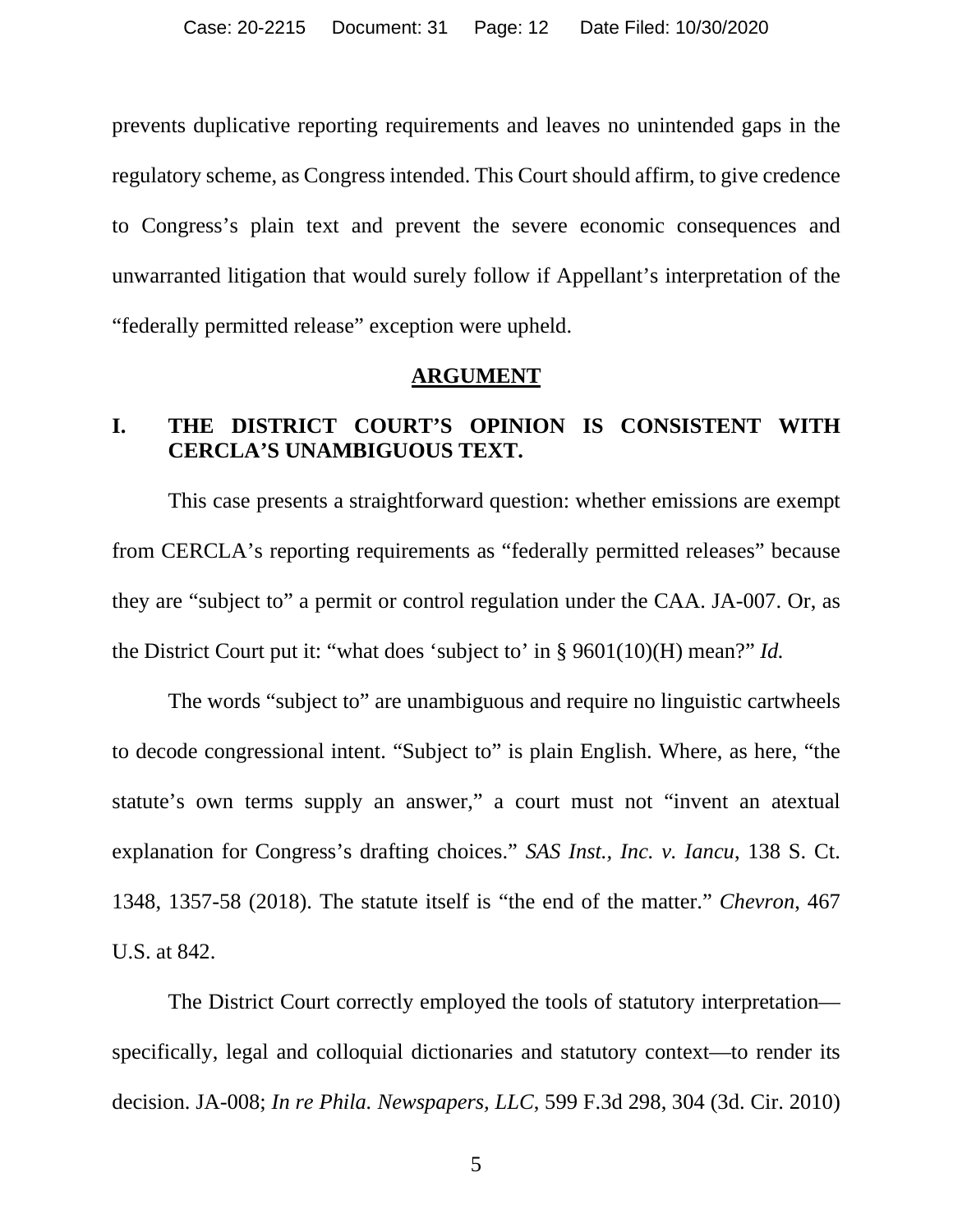prevents duplicative reporting requirements and leaves no unintended gaps in the regulatory scheme, as Congress intended. This Court should affirm, to give credence to Congress's plain text and prevent the severe economic consequences and unwarranted litigation that would surely follow if Appellant's interpretation of the "federally permitted release" exception were upheld.

## ARGUMENT

### I. THE DISTRICT COURT'S OPINION IS CONSISTENT WITH CERCLA'S UNAMBIGUOUS TEXT.

This case presents a straightforward question: whether emissions are exempt from CERCLA's reporting requirements as "federally permitted releases" because they are "subject to" a permit or control regulation under the CAA. JA-007. Or, as the District Court put it: "what does 'subject to' in § 9601(10)(H) mean?" *Id.*

The words "subject to" are unambiguous and require no linguistic cartwheels to decode congressional intent. "Subject to" is plain English. Where, as here, "the statute's own terms supply an answer," a court must not "invent an atextual explanation for Congress's drafting choices." *SAS Inst., Inc. v. Iancu*, 138 S. Ct. 1348, 1357-58 (2018). The statute itself is "the end of the matter." *Chevron*, 467 U.S. at 842.

The District Court correctly employed the tools of statutory interpretation—specifically, legal and colloquial dictionaries and statutory context—to render its decision. JA-008; *In re Phila. Newspapers, LLC*, 599 F.3d 298, 304 (3d. Cir. 2010)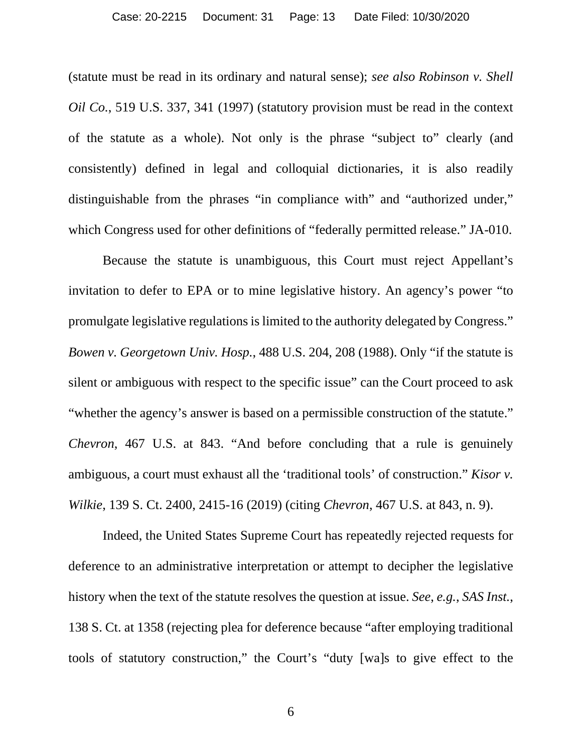(statute must be read in its ordinary and natural sense); *see also Robinson v. Shell Oil Co.*, 519 U.S. 337, 341 (1997) (statutory provision must be read in the context of the statute as a whole). Not only is the phrase "subject to" clearly (and consistently) defined in legal and colloquial dictionaries, it is also readily distinguishable from the phrases "in compliance with" and "authorized under," which Congress used for other definitions of "federally permitted release." JA-010.

Because the statute is unambiguous, this Court must reject Appellant's invitation to defer to EPA or to mine legislative history. An agency's power "to promulgate legislative regulations is limited to the authority delegated by Congress." *Bowen v. Georgetown Univ. Hosp.*, 488 U.S. 204, 208 (1988). Only "if the statute is silent or ambiguous with respect to the specific issue" can the Court proceed to ask "whether the agency's answer is based on a permissible construction of the statute." *Chevron*, 467 U.S. at 843. "And before concluding that a rule is genuinely ambiguous, a court must exhaust all the 'traditional tools' of construction." *Kisor v. Wilkie*, 139 S. Ct. 2400, 2415-16 (2019) (citing *Chevron*, 467 U.S. at 843, n. 9).

Indeed, the United States Supreme Court has repeatedly rejected requests for deference to an administrative interpretation or attempt to decipher the legislative history when the text of the statute resolves the question at issue. *See, e.g.*, *SAS Inst.*, 138 S. Ct. at 1358 (rejecting plea for deference because "after employing traditional tools of statutory construction," the Court's "duty [wa]s to give effect to the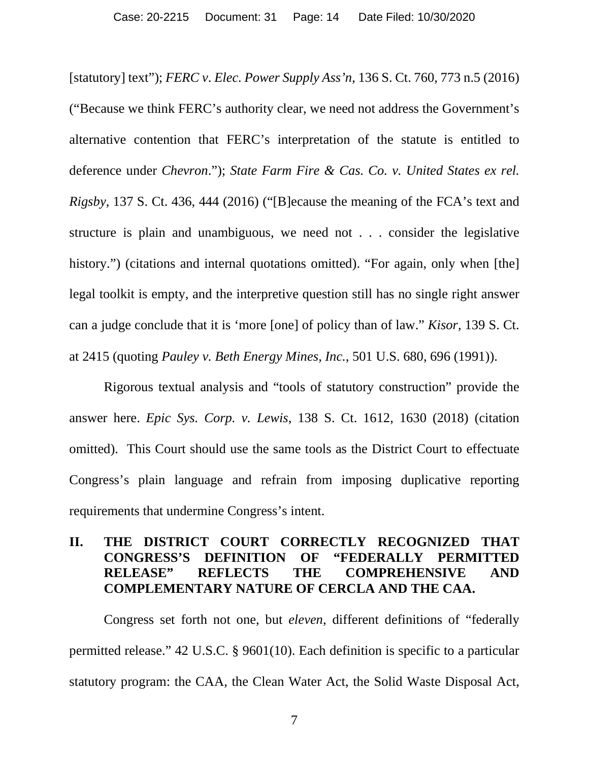[statutory] text"); *FERC v. Elec. Power Supply Ass'n*, 136 S. Ct. 760, 773 n.5 (2016) ("Because we think FERC's authority clear, we need not address the Government's alternative contention that FERC's interpretation of the statute is entitled to deference under *Chevron*."); *State Farm Fire & Cas. Co. v. United States ex rel. Rigsby*, 137 S. Ct. 436, 444 (2016) ("[B]ecause the meaning of the FCA's text and structure is plain and unambiguous, we need not . . . consider the legislative history.") (citations and internal quotations omitted). "For again, only when [the] legal toolkit is empty, and the interpretive question still has no single right answer can a judge conclude that it is 'more [one] of policy than of law." *Kisor,* 139 S. Ct. at 2415 (quoting *Pauley v. Beth Energy Mines, Inc.*, 501 U.S. 680, 696 (1991)).

Rigorous textual analysis and "tools of statutory construction" provide the answer here. *Epic Sys. Corp. v. Lewis*, 138 S. Ct. 1612, 1630 (2018) (citation omitted). This Court should use the same tools as the District Court to effectuate Congress's plain language and refrain from imposing duplicative reporting requirements that undermine Congress's intent.

## II. THE DISTRICT COURT CORRECTLY RECOGNIZED THAT CONGRESS'S DEFINITION OF "FEDERALLY PERMITTED RELEASE" REFLECTS THE COMPREHENSIVE AND COMPLEMENTARY NATURE OF CERCLA AND THE CAA.

Congress set forth not one, but *eleven*, different definitions of "federally permitted release." 42 U.S.C. § 9601(10). Each definition is specific to a particular statutory program: the CAA, the Clean Water Act, the Solid Waste Disposal Act,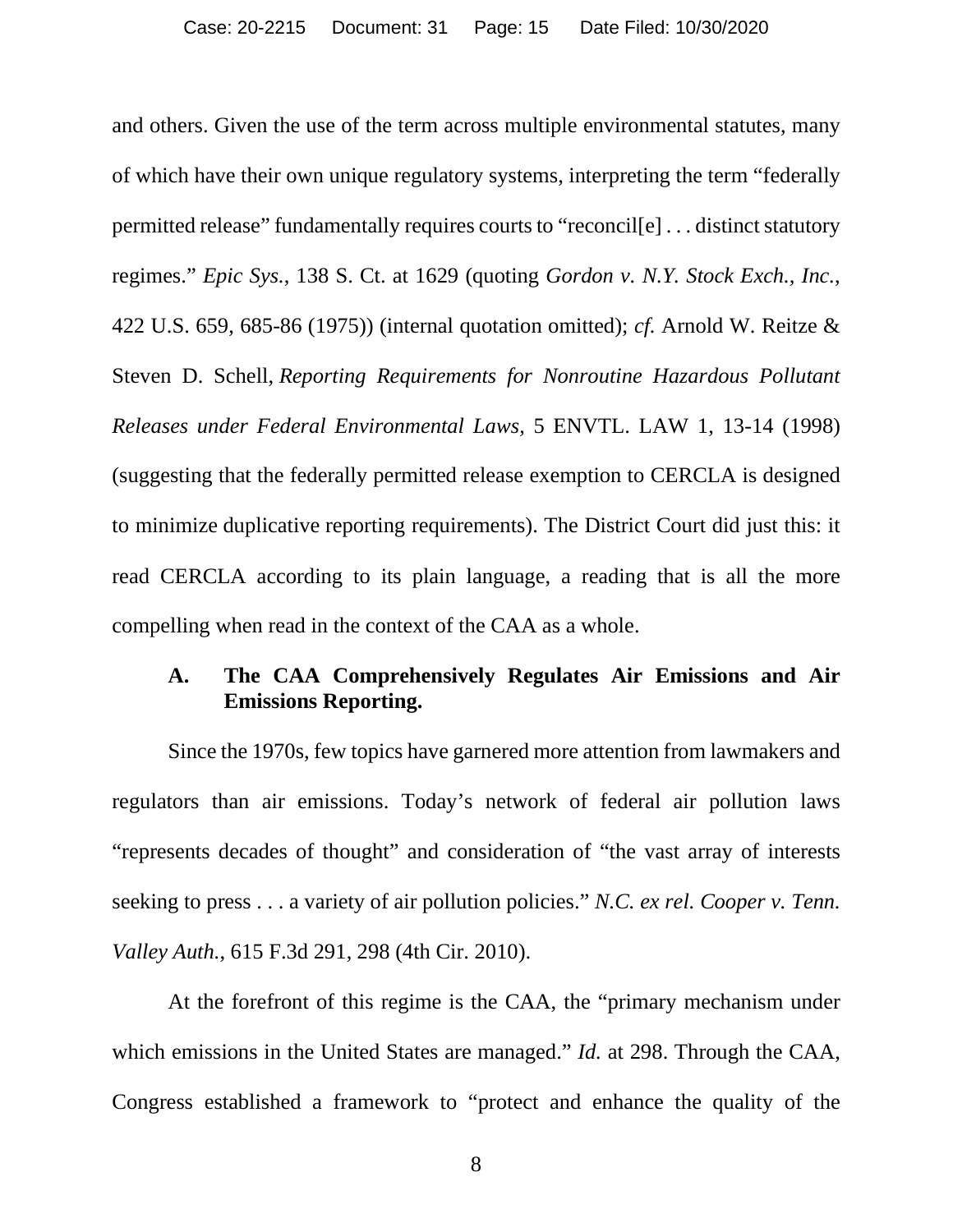and others. Given the use of the term across multiple environmental statutes, many of which have their own unique regulatory systems, interpreting the term "federally permitted release" fundamentally requires courts to "reconcil[e] . . . distinct statutory regimes." *Epic Sys.*, 138 S. Ct. at 1629 (quoting *Gordon v. N.Y. Stock Exch., Inc.*, 422 U.S. 659, 685-86 (1975)) (internal quotation omitted); *cf.* Arnold W. Reitze & Steven D. Schell, *Reporting Requirements for Nonroutine Hazardous Pollutant Releases under Federal Environmental Laws*, 5 ENVTL. LAW 1, 13-14 (1998) (suggesting that the federally permitted release exemption to CERCLA is designed to minimize duplicative reporting requirements). The District Court did just this: it read CERCLA according to its plain language, a reading that is all the more compelling when read in the context of the CAA as a whole.

### A. The CAA Comprehensively Regulates Air Emissions and Air Emissions Reporting.

Since the 1970s, few topics have garnered more attention from lawmakers and regulators than air emissions. Today's network of federal air pollution laws "represents decades of thought" and consideration of "the vast array of interests seeking to press . . . a variety of air pollution policies." *N.C. ex rel. Cooper v. Tenn. Valley Auth.*, 615 F.3d 291, 298 (4th Cir. 2010).

At the forefront of this regime is the CAA, the "primary mechanism under which emissions in the United States are managed." *Id.* at 298. Through the CAA, Congress established a framework to "protect and enhance the quality of the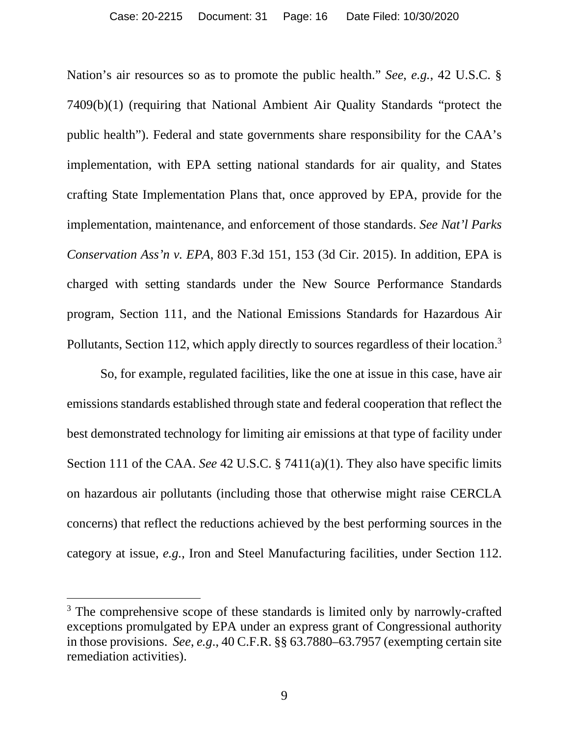Nation's air resources so as to promote the public health." *See*, *e.g.*, 42 U.S.C. § 7409(b)(1) (requiring that National Ambient Air Quality Standards "protect the public health"). Federal and state governments share responsibility for the CAA's implementation, with EPA setting national standards for air quality, and States crafting State Implementation Plans that, once approved by EPA, provide for the implementation, maintenance, and enforcement of those standards. *See Nat'l Parks Conservation Ass'n v. EPA*, 803 F.3d 151, 153 (3d Cir. 2015). In addition, EPA is charged with setting standards under the New Source Performance Standards program, Section 111, and the National Emissions Standards for Hazardous Air Pollutants, Section 112, which apply directly to sources regardless of their location.[3]

So, for example, regulated facilities, like the one at issue in this case, have air emissions standards established through state and federal cooperation that reflect the best demonstrated technology for limiting air emissions at that type of facility under Section 111 of the CAA. *See* 42 U.S.C. § 7411(a)(1). They also have specific limits on hazardous air pollutants (including those that otherwise might raise CERCLA concerns) that reflect the reductions achieved by the best performing sources in the category at issue, *e.g.*, Iron and Steel Manufacturing facilities, under Section 112.

---

[3] The comprehensive scope of these standards is limited only by narrowly-crafted exceptions promulgated by EPA under an express grant of Congressional authority in those provisions. *See, e.g.*, 40 C.F.R. §§ 63.7880–63.7957 (exempting certain site remediation activities).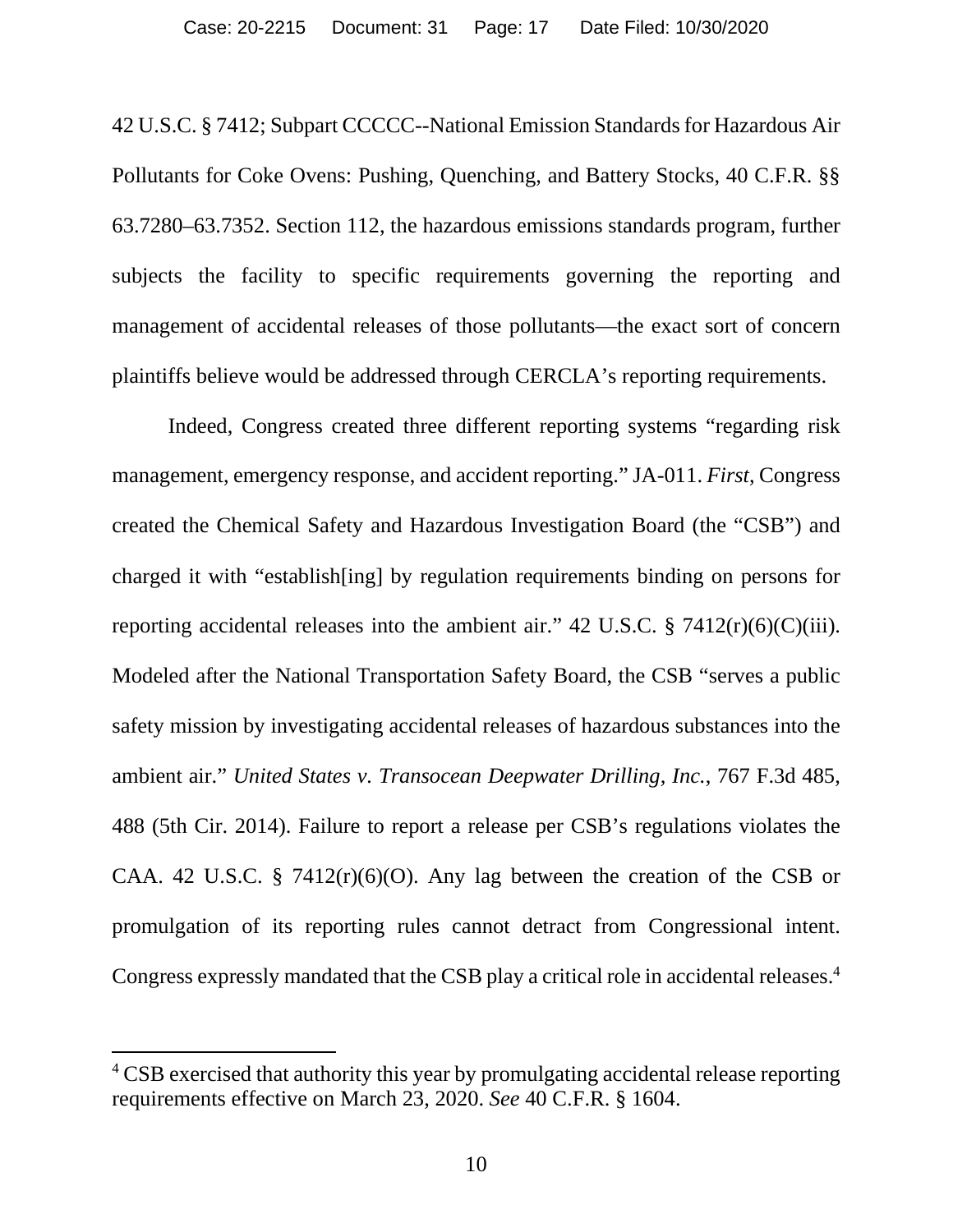42 U.S.C. § 7412; Subpart CCCCC--National Emission Standards for Hazardous Air Pollutants for Coke Ovens: Pushing, Quenching, and Battery Stocks, 40 C.F.R. §§ 63.7280–63.7352. Section 112, the hazardous emissions standards program, further subjects the facility to specific requirements governing the reporting and management of accidental releases of those pollutants—the exact sort of concern plaintiffs believe would be addressed through CERCLA's reporting requirements.

Indeed, Congress created three different reporting systems "regarding risk management, emergency response, and accident reporting." JA-011. *First*, Congress created the Chemical Safety and Hazardous Investigation Board (the "CSB") and charged it with "establish[ing] by regulation requirements binding on persons for reporting accidental releases into the ambient air." 42 U.S.C. § 7412(r)(6)(C)(iii). Modeled after the National Transportation Safety Board, the CSB "serves a public safety mission by investigating accidental releases of hazardous substances into the ambient air." *United States v. Transocean Deepwater Drilling, Inc.*, 767 F.3d 485, 488 (5th Cir. 2014). Failure to report a release per CSB's regulations violates the CAA. 42 U.S.C. § 7412(r)(6)(O). Any lag between the creation of the CSB or promulgation of its reporting rules cannot detract from Congressional intent. Congress expressly mandated that the CSB play a critical role in accidental releases.[4]

---

[4] CSB exercised that authority this year by promulgating accidental release reporting requirements effective on March 23, 2020. *See* 40 C.F.R. § 1604.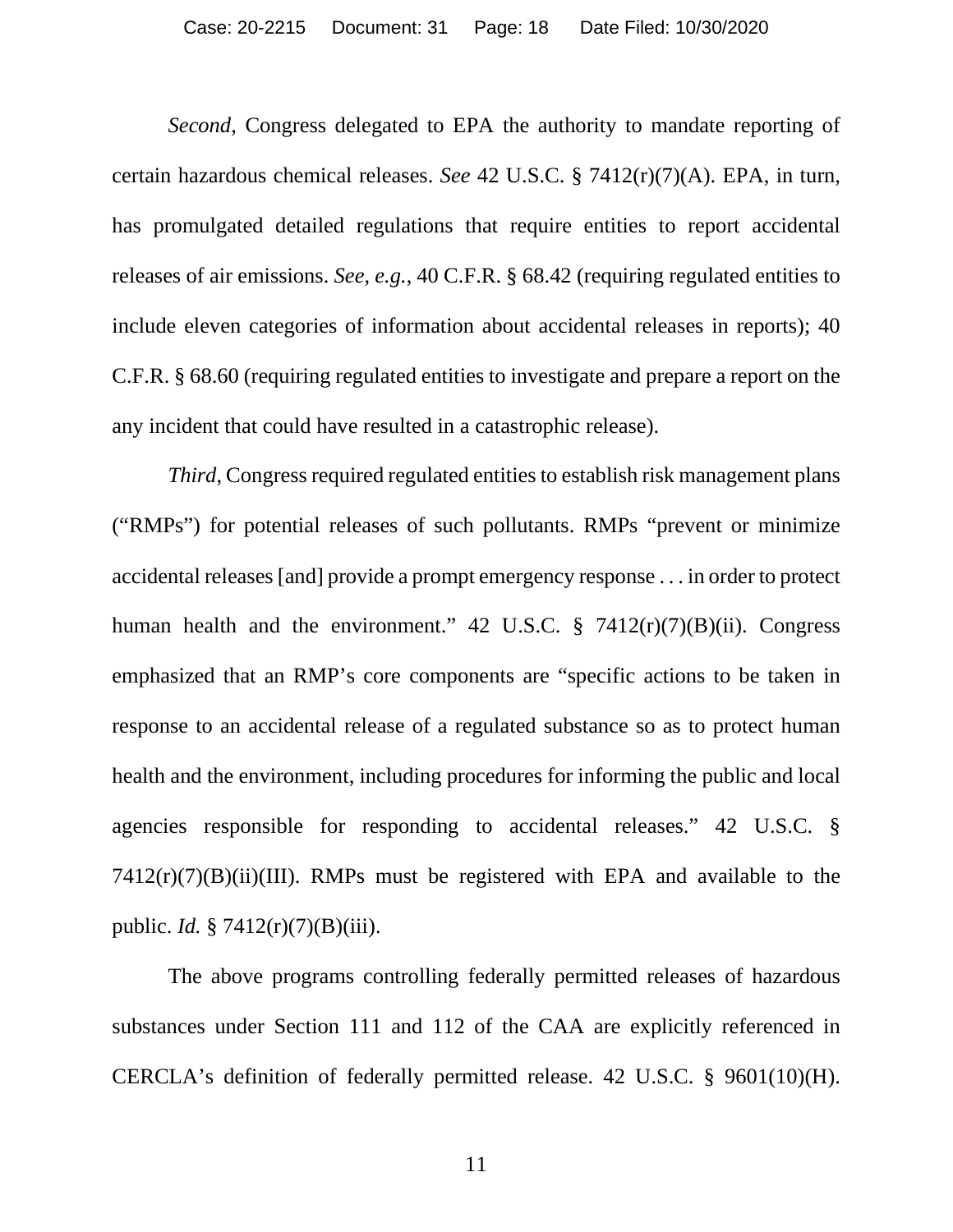*Second*, Congress delegated to EPA the authority to mandate reporting of certain hazardous chemical releases. *See* 42 U.S.C. § 7412(r)(7)(A). EPA, in turn, has promulgated detailed regulations that require entities to report accidental releases of air emissions. *See, e.g.*, 40 C.F.R. § 68.42 (requiring regulated entities to include eleven categories of information about accidental releases in reports); 40 C.F.R. § 68.60 (requiring regulated entities to investigate and prepare a report on the any incident that could have resulted in a catastrophic release).

*Third*, Congress required regulated entities to establish risk management plans ("RMPs") for potential releases of such pollutants. RMPs "prevent or minimize accidental releases [and] provide a prompt emergency response . . . in order to protect human health and the environment." 42 U.S.C. § 7412(r)(7)(B)(ii). Congress emphasized that an RMP's core components are "specific actions to be taken in response to an accidental release of a regulated substance so as to protect human health and the environment, including procedures for informing the public and local agencies responsible for responding to accidental releases." 42 U.S.C. § 7412(r)(7)(B)(ii)(III). RMPs must be registered with EPA and available to the public. *Id.* § 7412(r)(7)(B)(iii).

The above programs controlling federally permitted releases of hazardous substances under Section 111 and 112 of the CAA are explicitly referenced in CERCLA's definition of federally permitted release. 42 U.S.C. § 9601(10)(H).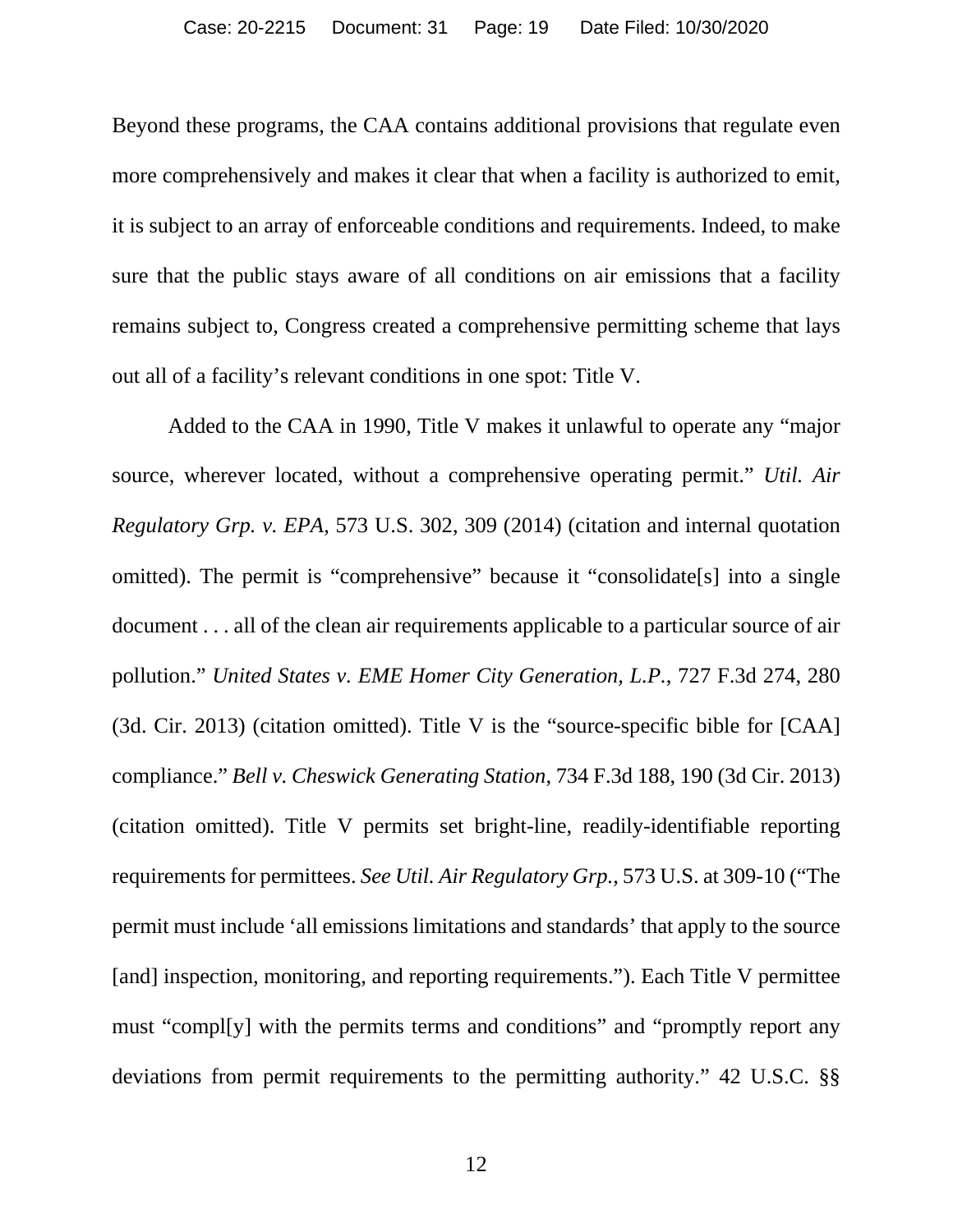Beyond these programs, the CAA contains additional provisions that regulate even more comprehensively and makes it clear that when a facility is authorized to emit, it is subject to an array of enforceable conditions and requirements. Indeed, to make sure that the public stays aware of all conditions on air emissions that a facility remains subject to, Congress created a comprehensive permitting scheme that lays out all of a facility's relevant conditions in one spot: Title V.

Added to the CAA in 1990, Title V makes it unlawful to operate any "major source, wherever located, without a comprehensive operating permit." *Util. Air Regulatory Grp. v. EPA*, 573 U.S. 302, 309 (2014) (citation and internal quotation omitted). The permit is "comprehensive" because it "consolidate[s] into a single document . . . all of the clean air requirements applicable to a particular source of air pollution." *United States v. EME Homer City Generation, L.P.*, 727 F.3d 274, 280 (3d. Cir. 2013) (citation omitted). Title V is the "source-specific bible for [CAA] compliance." *Bell v. Cheswick Generating Station*, 734 F.3d 188, 190 (3d Cir. 2013) (citation omitted). Title V permits set bright-line, readily-identifiable reporting requirements for permittees. *See Util. Air Regulatory Grp.*, 573 U.S. at 309-10 ("The permit must include 'all emissions limitations and standards' that apply to the source [and] inspection, monitoring, and reporting requirements."). Each Title V permittee must "compl[y] with the permits terms and conditions" and "promptly report any deviations from permit requirements to the permitting authority." 42 U.S.C. §§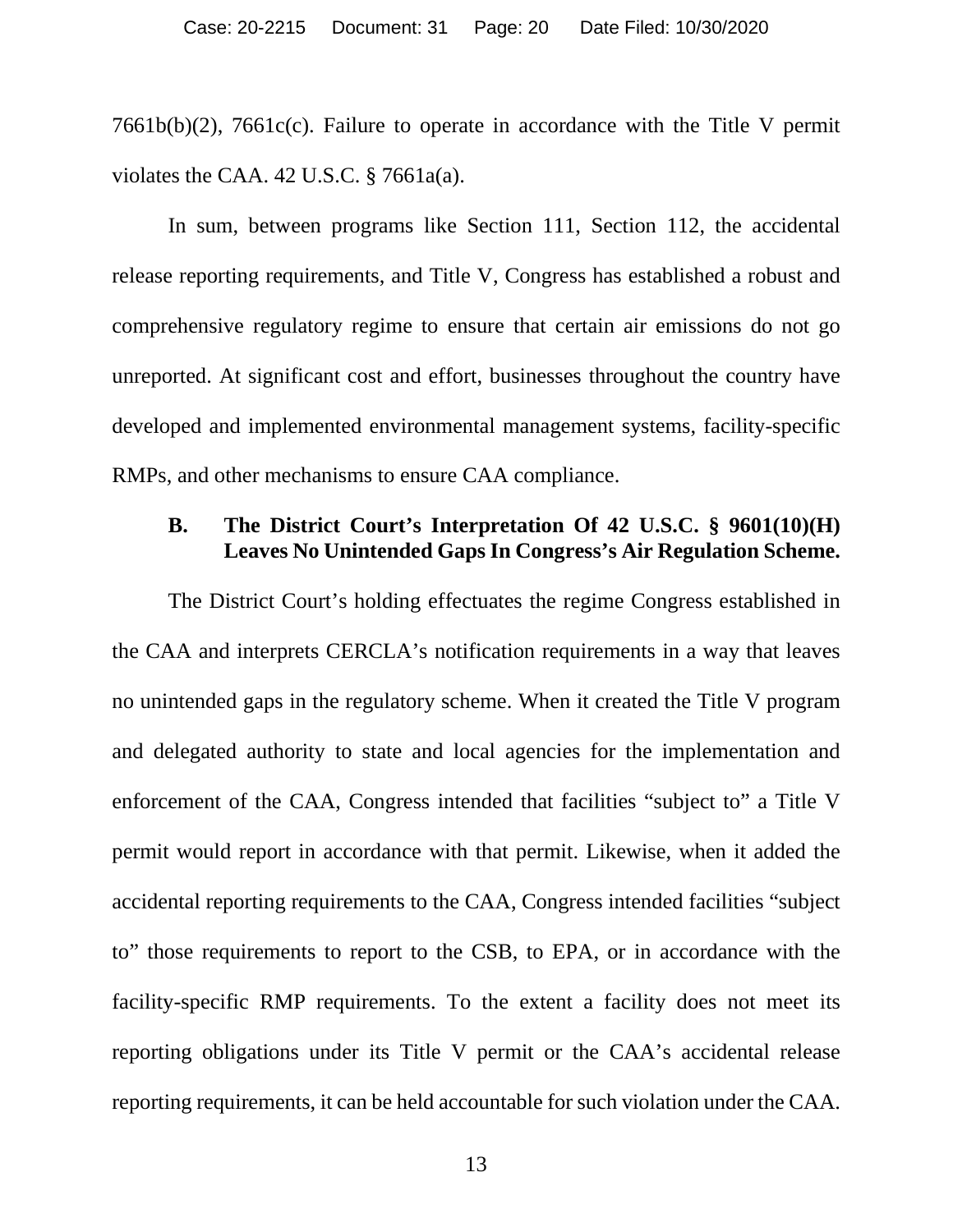7661b(b)(2), 7661c(c). Failure to operate in accordance with the Title V permit violates the CAA. 42 U.S.C. § 7661a(a).

In sum, between programs like Section 111, Section 112, the accidental release reporting requirements, and Title V, Congress has established a robust and comprehensive regulatory regime to ensure that certain air emissions do not go unreported. At significant cost and effort, businesses throughout the country have developed and implemented environmental management systems, facility-specific RMPs, and other mechanisms to ensure CAA compliance.

### B. The District Court's Interpretation Of 42 U.S.C. § 9601(10)(H) Leaves No Unintended Gaps In Congress's Air Regulation Scheme.

The District Court's holding effectuates the regime Congress established in the CAA and interprets CERCLA's notification requirements in a way that leaves no unintended gaps in the regulatory scheme. When it created the Title V program and delegated authority to state and local agencies for the implementation and enforcement of the CAA, Congress intended that facilities "subject to" a Title V permit would report in accordance with that permit. Likewise, when it added the accidental reporting requirements to the CAA, Congress intended facilities "subject to" those requirements to report to the CSB, to EPA, or in accordance with the facility-specific RMP requirements. To the extent a facility does not meet its reporting obligations under its Title V permit or the CAA's accidental release reporting requirements, it can be held accountable for such violation under the CAA.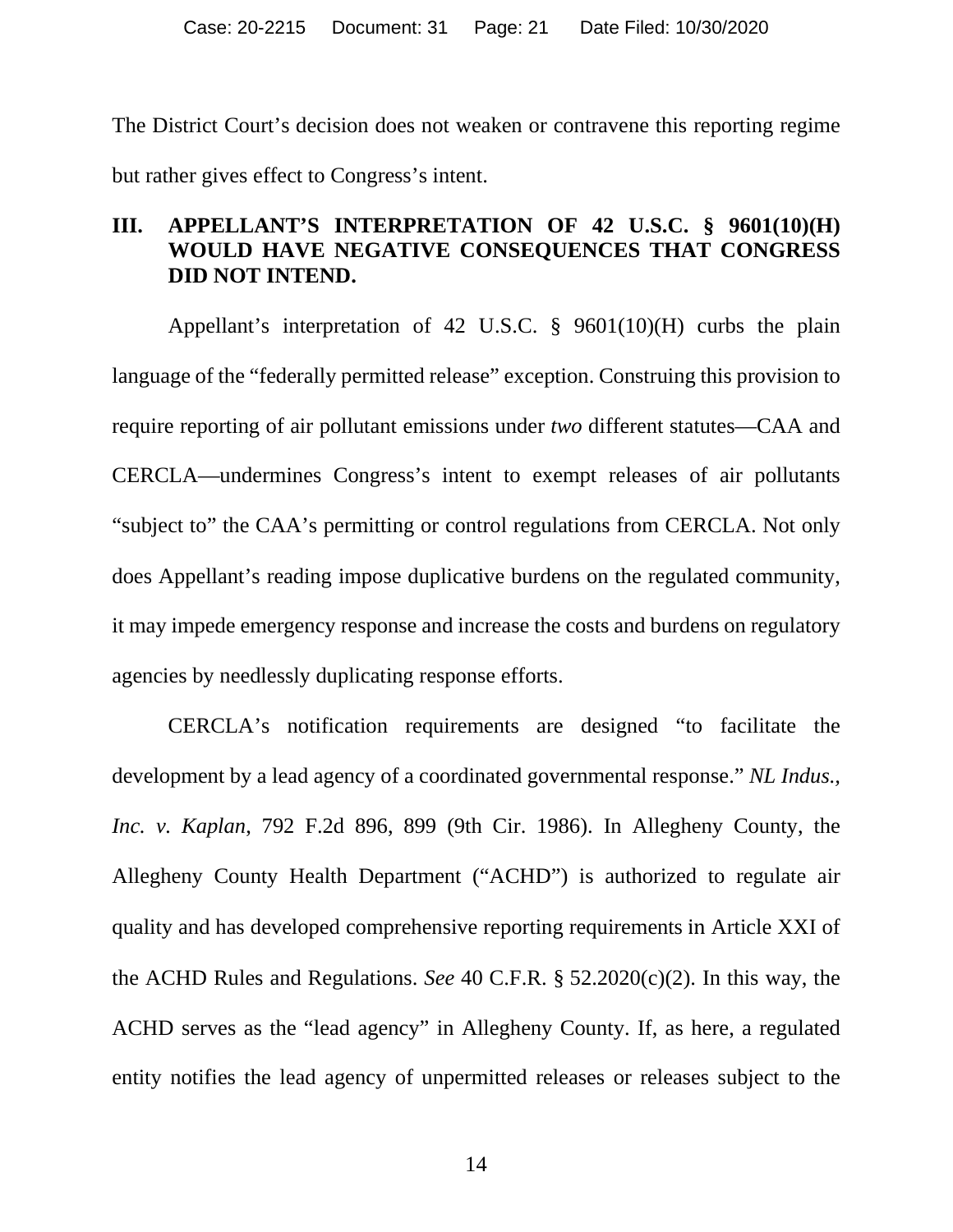The District Court's decision does not weaken or contravene this reporting regime but rather gives effect to Congress's intent.

## III. APPELLANT'S INTERPRETATION OF 42 U.S.C. § 9601(10)(H) WOULD HAVE NEGATIVE CONSEQUENCES THAT CONGRESS DID NOT INTEND.

Appellant's interpretation of 42 U.S.C. § 9601(10)(H) curbs the plain language of the "federally permitted release" exception. Construing this provision to require reporting of air pollutant emissions under *two* different statutes—CAA and CERCLA—undermines Congress's intent to exempt releases of air pollutants "subject to" the CAA's permitting or control regulations from CERCLA. Not only does Appellant's reading impose duplicative burdens on the regulated community, it may impede emergency response and increase the costs and burdens on regulatory agencies by needlessly duplicating response efforts.

CERCLA's notification requirements are designed "to facilitate the development by a lead agency of a coordinated governmental response." *NL Indus., Inc. v. Kaplan*, 792 F.2d 896, 899 (9th Cir. 1986). In Allegheny County, the Allegheny County Health Department ("ACHD") is authorized to regulate air quality and has developed comprehensive reporting requirements in Article XXI of the ACHD Rules and Regulations. *See* 40 C.F.R. § 52.2020(c)(2). In this way, the ACHD serves as the "lead agency" in Allegheny County. If, as here, a regulated entity notifies the lead agency of unpermitted releases or releases subject to the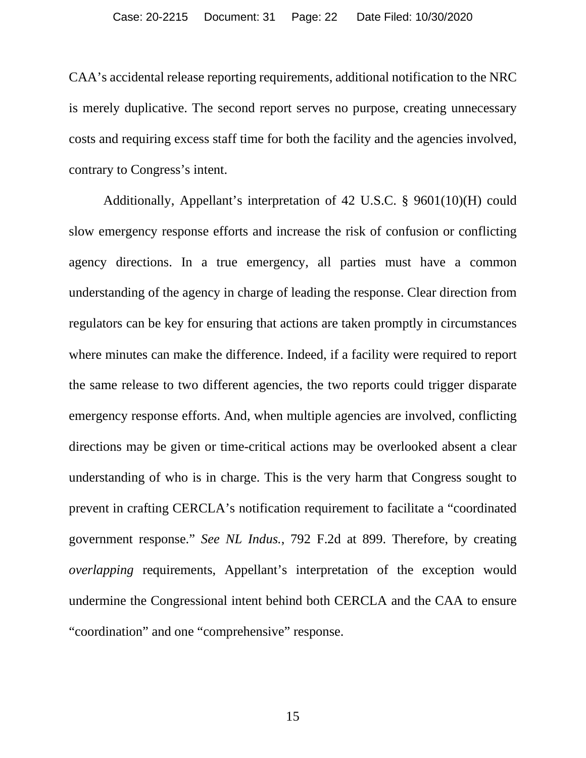CAA's accidental release reporting requirements, additional notification to the NRC is merely duplicative. The second report serves no purpose, creating unnecessary costs and requiring excess staff time for both the facility and the agencies involved, contrary to Congress's intent.

Additionally, Appellant's interpretation of 42 U.S.C. § 9601(10)(H) could slow emergency response efforts and increase the risk of confusion or conflicting agency directions. In a true emergency, all parties must have a common understanding of the agency in charge of leading the response. Clear direction from regulators can be key for ensuring that actions are taken promptly in circumstances where minutes can make the difference. Indeed, if a facility were required to report the same release to two different agencies, the two reports could trigger disparate emergency response efforts. And, when multiple agencies are involved, conflicting directions may be given or time-critical actions may be overlooked absent a clear understanding of who is in charge. This is the very harm that Congress sought to prevent in crafting CERCLA's notification requirement to facilitate a "coordinated government response." *See NL Indus.*, 792 F.2d at 899. Therefore, by creating *overlapping* requirements, Appellant's interpretation of the exception would undermine the Congressional intent behind both CERCLA and the CAA to ensure "coordination" and one "comprehensive" response.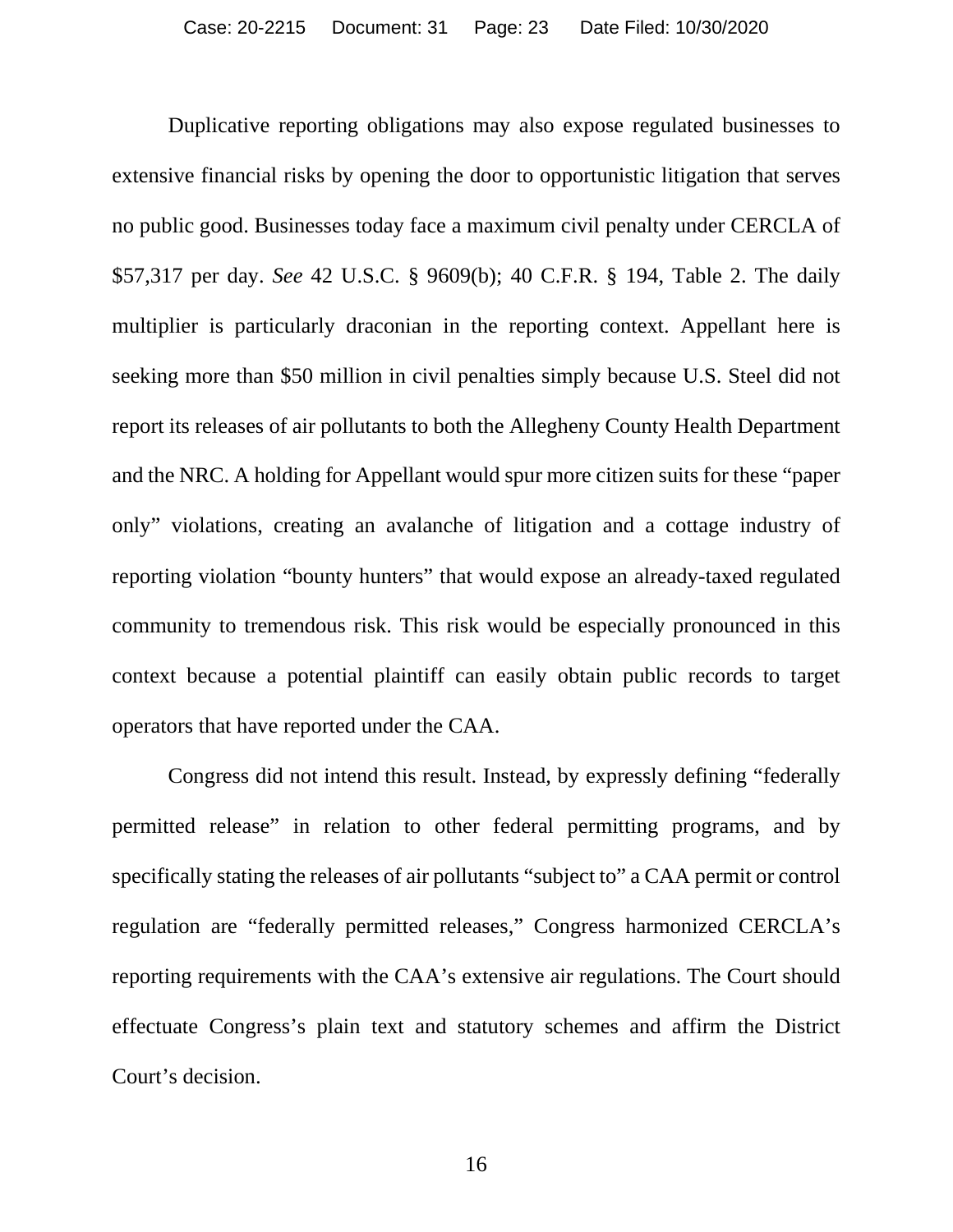Duplicative reporting obligations may also expose regulated businesses to extensive financial risks by opening the door to opportunistic litigation that serves no public good. Businesses today face a maximum civil penalty under CERCLA of $57,317 per day. *See* 42 U.S.C. § 9609(b); 40 C.F.R. § 194, Table 2. The daily multiplier is particularly draconian in the reporting context. Appellant here is seeking more than $50 million in civil penalties simply because U.S. Steel did not report its releases of air pollutants to both the Allegheny County Health Department and the NRC. A holding for Appellant would spur more citizen suits for these "paper only" violations, creating an avalanche of litigation and a cottage industry of reporting violation "bounty hunters" that would expose an already-taxed regulated community to tremendous risk. This risk would be especially pronounced in this context because a potential plaintiff can easily obtain public records to target operators that have reported under the CAA.

Congress did not intend this result. Instead, by expressly defining "federally permitted release" in relation to other federal permitting programs, and by specifically stating the releases of air pollutants "subject to" a CAA permit or control regulation are "federally permitted releases," Congress harmonized CERCLA's reporting requirements with the CAA's extensive air regulations. The Court should effectuate Congress's plain text and statutory schemes and affirm the District Court's decision.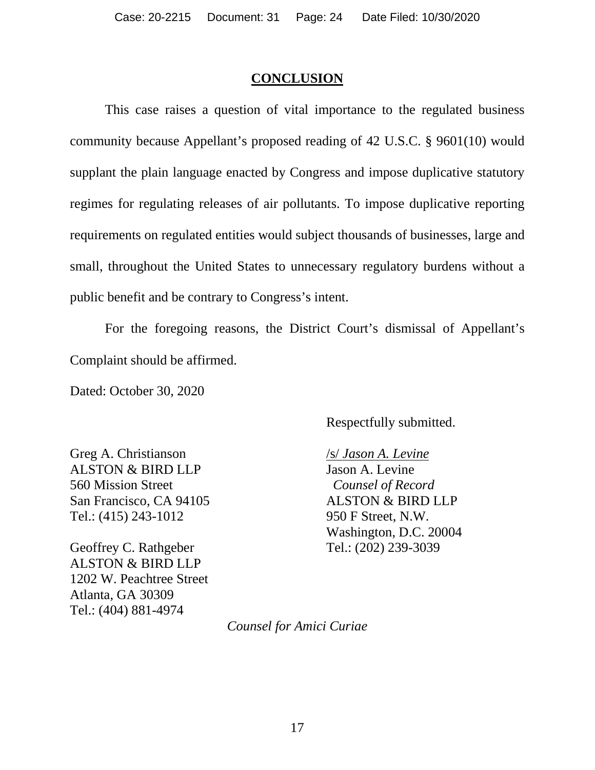## CONCLUSION

This case raises a question of vital importance to the regulated business community because Appellant's proposed reading of 42 U.S.C. § 9601(10) would supplant the plain language enacted by Congress and impose duplicative statutory regimes for regulating releases of air pollutants. To impose duplicative reporting requirements on regulated entities would subject thousands of businesses, large and small, throughout the United States to unnecessary regulatory burdens without a public benefit and be contrary to Congress's intent.

For the foregoing reasons, the District Court's dismissal of Appellant's Complaint should be affirmed.

Dated: October 30, 2020

Respectfully submitted.

/s/ *Jason A. Levine*
Jason A. Levine
*Counsel of Record*
ALSTON & BIRD LLP
950 F Street, N.W.
Washington, D.C. 20004
Tel.: (202) 239-3039

Greg A. Christianson
ALSTON & BIRD LLP
560 Mission Street
San Francisco, CA 94105
Tel.: (415) 243-1012

Geoffrey C. Rathgeber
ALSTON & BIRD LLP
1202 W. Peachtree Street
Atlanta, GA 30309
Tel.: (404) 881-4974

*Counsel for Amici Curiae*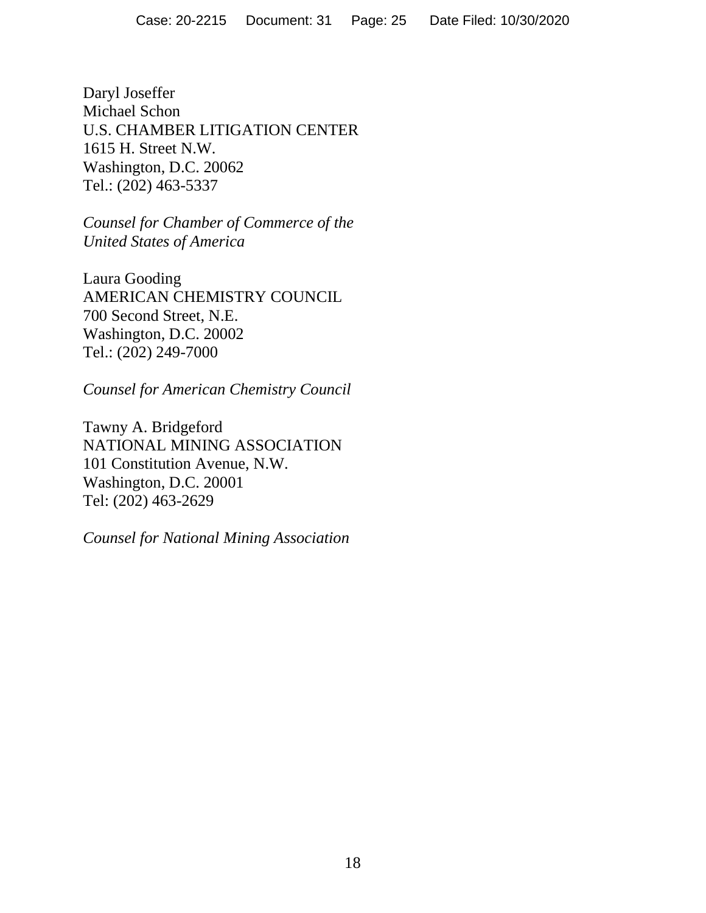Daryl Joseffer
Michael Schon
U.S. CHAMBER LITIGATION CENTER
1615 H. Street N.W.
Washington, D.C. 20062
Tel.: (202) 463-5337

*Counsel for Chamber of Commerce of the United States of America*

Laura Gooding
AMERICAN CHEMISTRY COUNCIL
700 Second Street, N.E.
Washington, D.C. 20002
Tel.: (202) 249-7000

*Counsel for American Chemistry Council*

Tawny A. Bridgeford
NATIONAL MINING ASSOCIATION
101 Constitution Avenue, N.W.
Washington, D.C. 20001
Tel: (202) 463-2629

*Counsel for National Mining Association*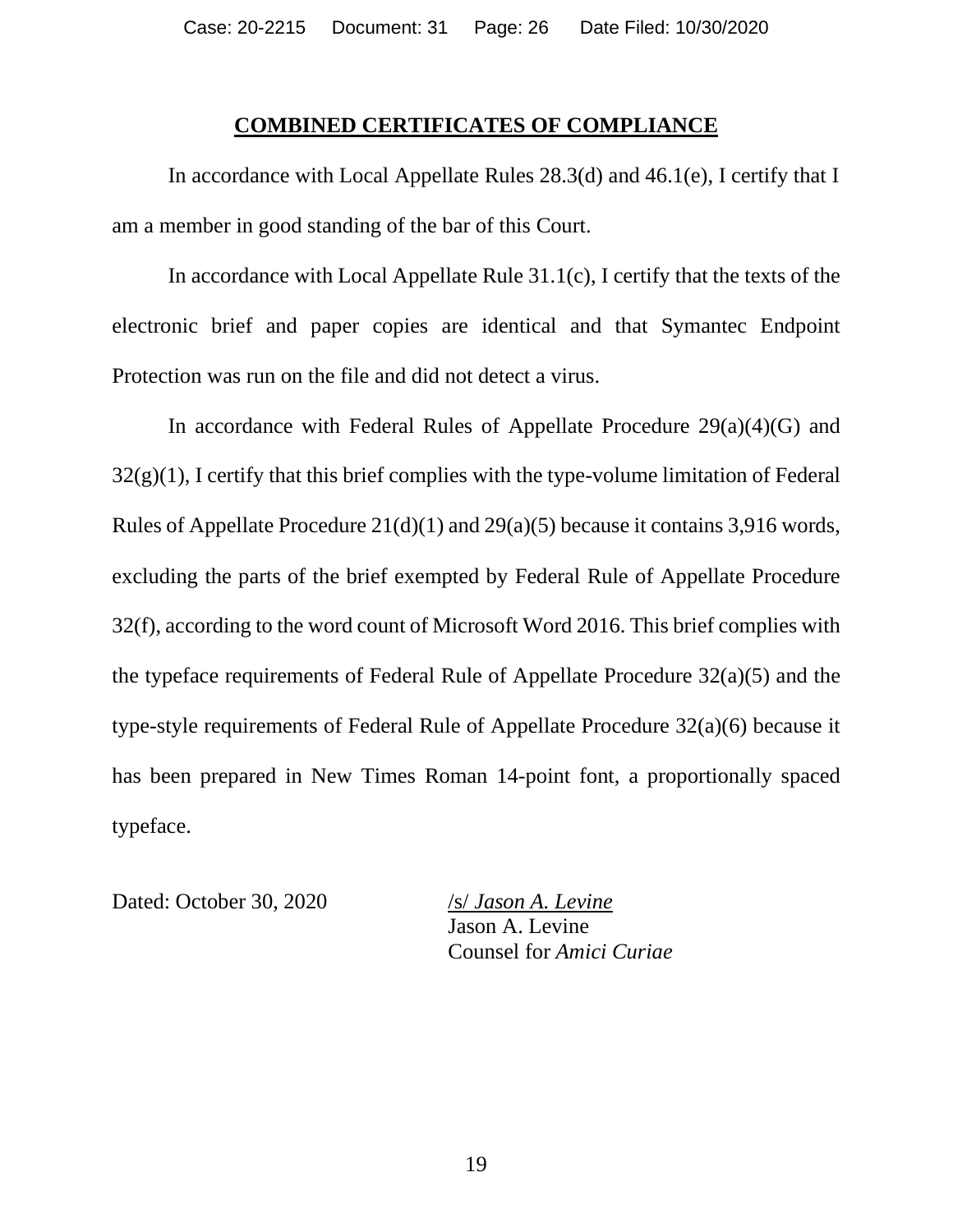## **COMBINED CERTIFICATES OF COMPLIANCE**

In accordance with Local Appellate Rules 28.3(d) and 46.1(e), I certify that I am a member in good standing of the bar of this Court.

In accordance with Local Appellate Rule 31.1(c), I certify that the texts of the electronic brief and paper copies are identical and that Symantec Endpoint Protection was run on the file and did not detect a virus.

In accordance with Federal Rules of Appellate Procedure 29(a)(4)(G) and 32(g)(1), I certify that this brief complies with the type-volume limitation of Federal Rules of Appellate Procedure 21(d)(1) and 29(a)(5) because it contains 3,916 words, excluding the parts of the brief exempted by Federal Rule of Appellate Procedure 32(f), according to the word count of Microsoft Word 2016. This brief complies with the typeface requirements of Federal Rule of Appellate Procedure 32(a)(5) and the type-style requirements of Federal Rule of Appellate Procedure 32(a)(6) because it has been prepared in New Times Roman 14-point font, a proportionally spaced typeface.

Dated: October 30, 2020

/s/ *Jason A. Levine*
Jason A. Levine
Counsel for *Amici Curiae*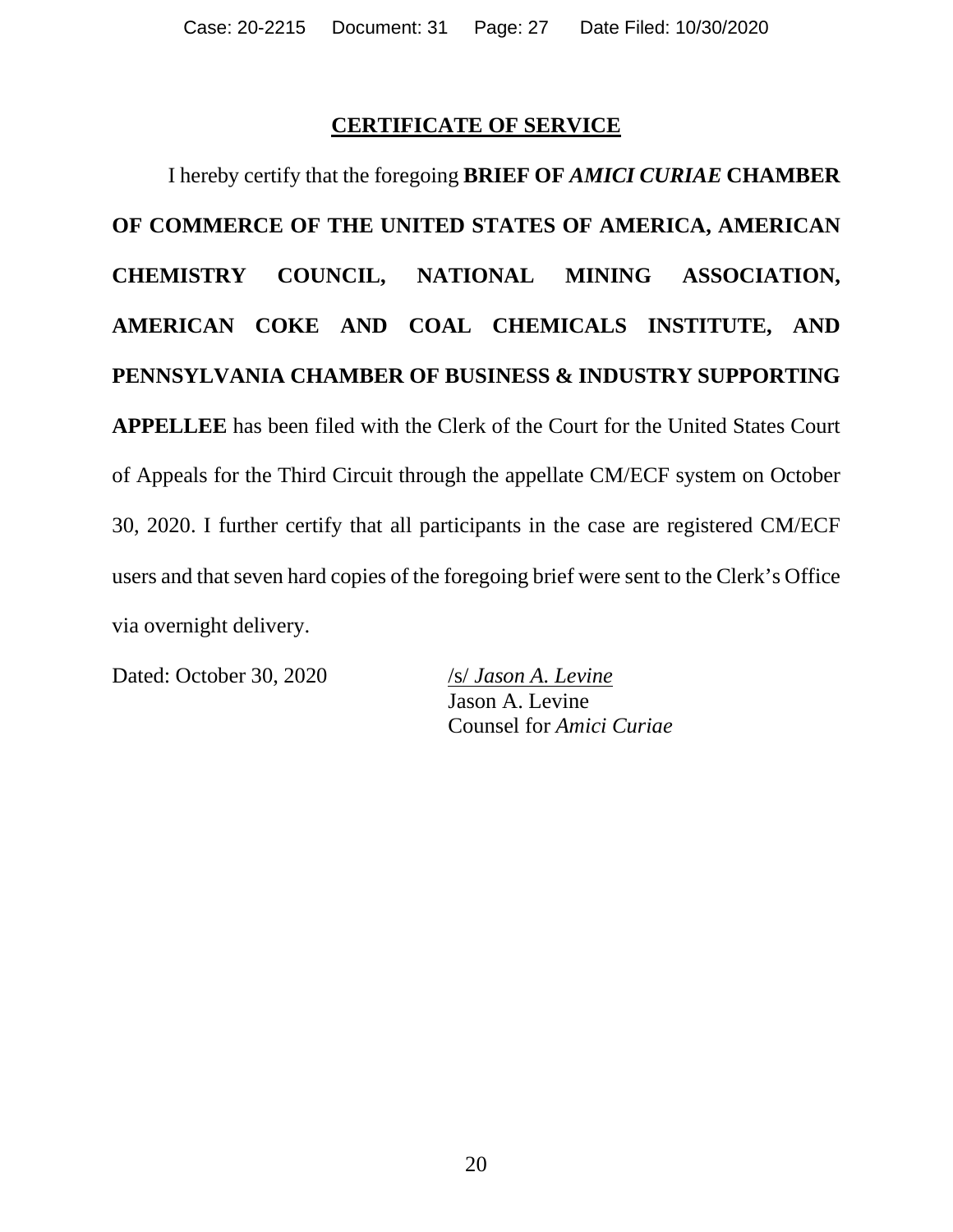## CERTIFICATE OF SERVICE

I hereby certify that the foregoing **BRIEF OF *AMICI CURIAE* CHAMBER OF COMMERCE OF THE UNITED STATES OF AMERICA, AMERICAN CHEMISTRY COUNCIL, NATIONAL MINING ASSOCIATION, AMERICAN COKE AND COAL CHEMICALS INSTITUTE, AND PENNSYLVANIA CHAMBER OF BUSINESS & INDUSTRY SUPPORTING APPELLEE** has been filed with the Clerk of the Court for the United States Court of Appeals for the Third Circuit through the appellate CM/ECF system on October 30, 2020. I further certify that all participants in the case are registered CM/ECF users and that seven hard copies of the foregoing brief were sent to the Clerk's Office via overnight delivery.

Dated: October 30, 2020

/s/ *Jason A. Levine*
Jason A. Levine
Counsel for *Amici Curiae*